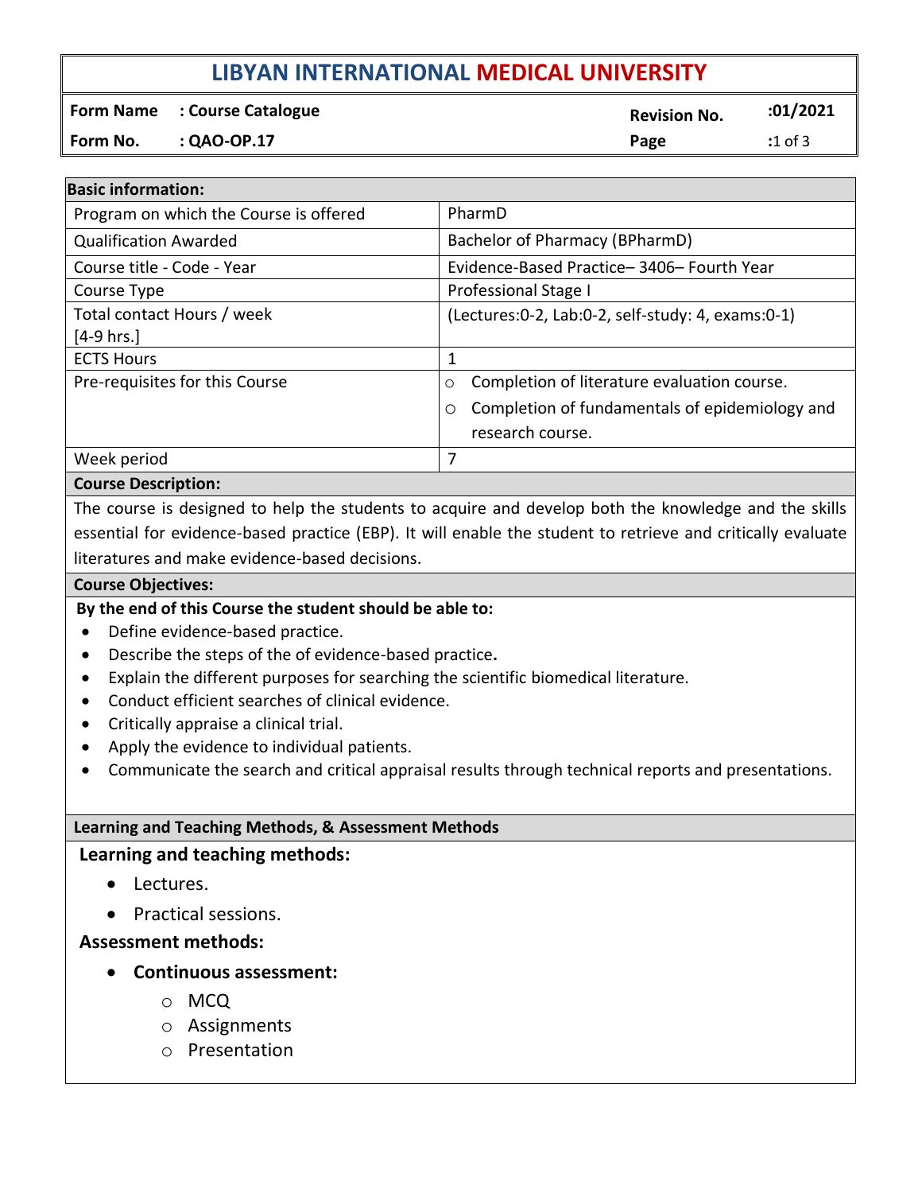# LIBYAN INTERNATIONAL MEDICAL UNIVERSITY

| | | | |
|---|---|---|---|
| **Form Name** | **: Course Catalogue** | **Revision No.** | **:01/2021** |
| **Form No.** | **: QAO-OP.17** | **Page** | **:**1 of 3 |

| **Basic information:** | |
|---|---|
| Program on which the Course is offered | PharmD |
| Qualification Awarded | Bachelor of Pharmacy (BPharmD) |
| Course title - Code - Year | Evidence-Based Practice– 3406– Fourth Year |
| Course Type | Professional Stage I |
| Total contact Hours / week [4-9 hrs.] | (Lectures:0-2, Lab:0-2, self-study: 4, exams:0-1) |
| ECTS Hours | 1 |
| Pre-requisites for this Course | ○ Completion of literature evaluation course.<br>○ Completion of fundamentals of epidemiology and research course. |
| Week period | 7 |

**Course Description:**

The course is designed to help the students to acquire and develop both the knowledge and the skills essential for evidence-based practice (EBP). It will enable the student to retrieve and critically evaluate literatures and make evidence-based decisions.

**Course Objectives:**

**By the end of this Course the student should be able to:**

- Define evidence-based practice.
- Describe the steps of the of evidence-based practice**.**
- Explain the different purposes for searching the scientific biomedical literature.
- Conduct efficient searches of clinical evidence.
- Critically appraise a clinical trial.
- Apply the evidence to individual patients.
- Communicate the search and critical appraisal results through technical reports and presentations.

**Learning and Teaching Methods, & Assessment Methods**

**Learning and teaching methods:**

- Lectures.
- Practical sessions.

**Assessment methods:**

- **Continuous assessment:**
  - MCQ
  - Assignments
  - Presentation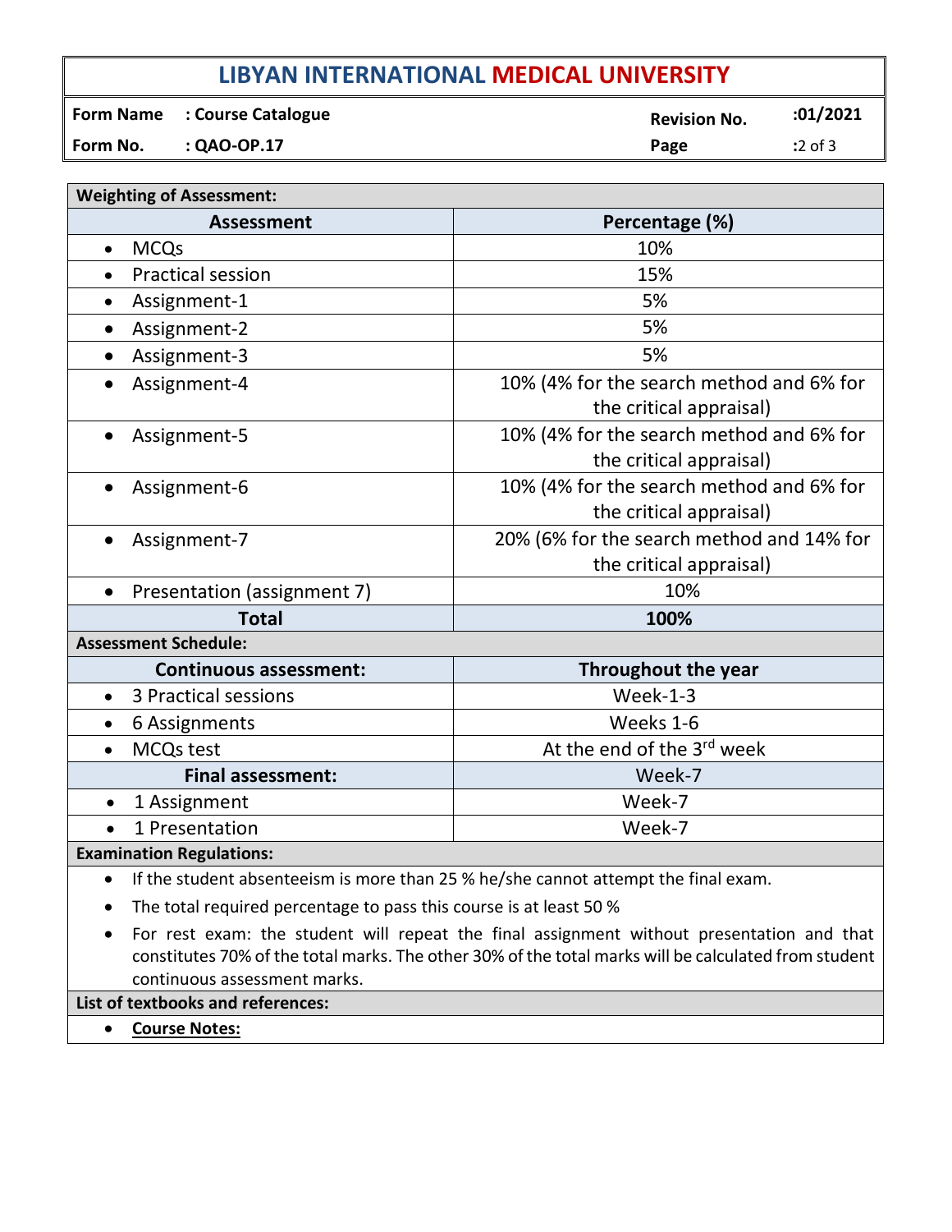**Weighting of Assessment:**

| Assessment | Percentage (%) |
| --- | --- |
| • MCQs | 10% |
| • Practical session | 15% |
| • Assignment-1 | 5% |
| • Assignment-2 | 5% |
| • Assignment-3 | 5% |
| • Assignment-4 | 10% (4% for the search method and 6% for the critical appraisal) |
| • Assignment-5 | 10% (4% for the search method and 6% for the critical appraisal) |
| • Assignment-6 | 10% (4% for the search method and 6% for the critical appraisal) |
| • Assignment-7 | 20% (6% for the search method and 14% for the critical appraisal) |
| • Presentation (assignment 7) | 10% |
| **Total** | **100%** |

**Assessment Schedule:**

| Continuous assessment: | Throughout the year |
| --- | --- |
| • 3 Practical sessions | Week-1-3 |
| • 6 Assignments | Weeks 1-6 |
| • MCQs test | At the end of the 3rd week |
| **Final assessment:** | Week-7 |
| • 1 Assignment | Week-7 |
| • 1 Presentation | Week-7 |

**Examination Regulations:**

- If the student absenteeism is more than 25 % he/she cannot attempt the final exam.
- The total required percentage to pass this course is at least 50 %
- For rest exam: the student will repeat the final assignment without presentation and that constitutes 70% of the total marks. The other 30% of the total marks will be calculated from student continuous assessment marks.

**List of textbooks and references:**

- **Course Notes:**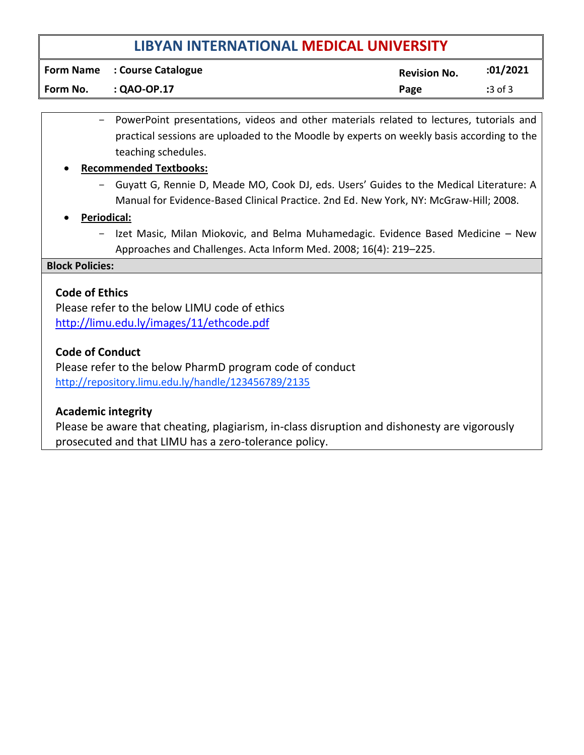- PowerPoint presentations, videos and other materials related to lectures, tutorials and practical sessions are uploaded to the Moodle by experts on weekly basis according to the teaching schedules.

- **Recommended Textbooks:**
  - Guyatt G, Rennie D, Meade MO, Cook DJ, eds. Users' Guides to the Medical Literature: A Manual for Evidence-Based Clinical Practice. 2nd Ed. New York, NY: McGraw-Hill; 2008.
- **Periodical:**
  - Izet Masic, Milan Miokovic, and Belma Muhamedagic. Evidence Based Medicine – New Approaches and Challenges. Acta Inform Med. 2008; 16(4): 219–225.

**Block Policies:**

**Code of Ethics**

Please refer to the below LIMU code of ethics
http://limu.edu.ly/images/11/ethcode.pdf

**Code of Conduct**

Please refer to the below PharmD program code of conduct
http://repository.limu.edu.ly/handle/123456789/2135

**Academic integrity**

Please be aware that cheating, plagiarism, in-class disruption and dishonesty are vigorously prosecuted and that LIMU has a zero-tolerance policy.